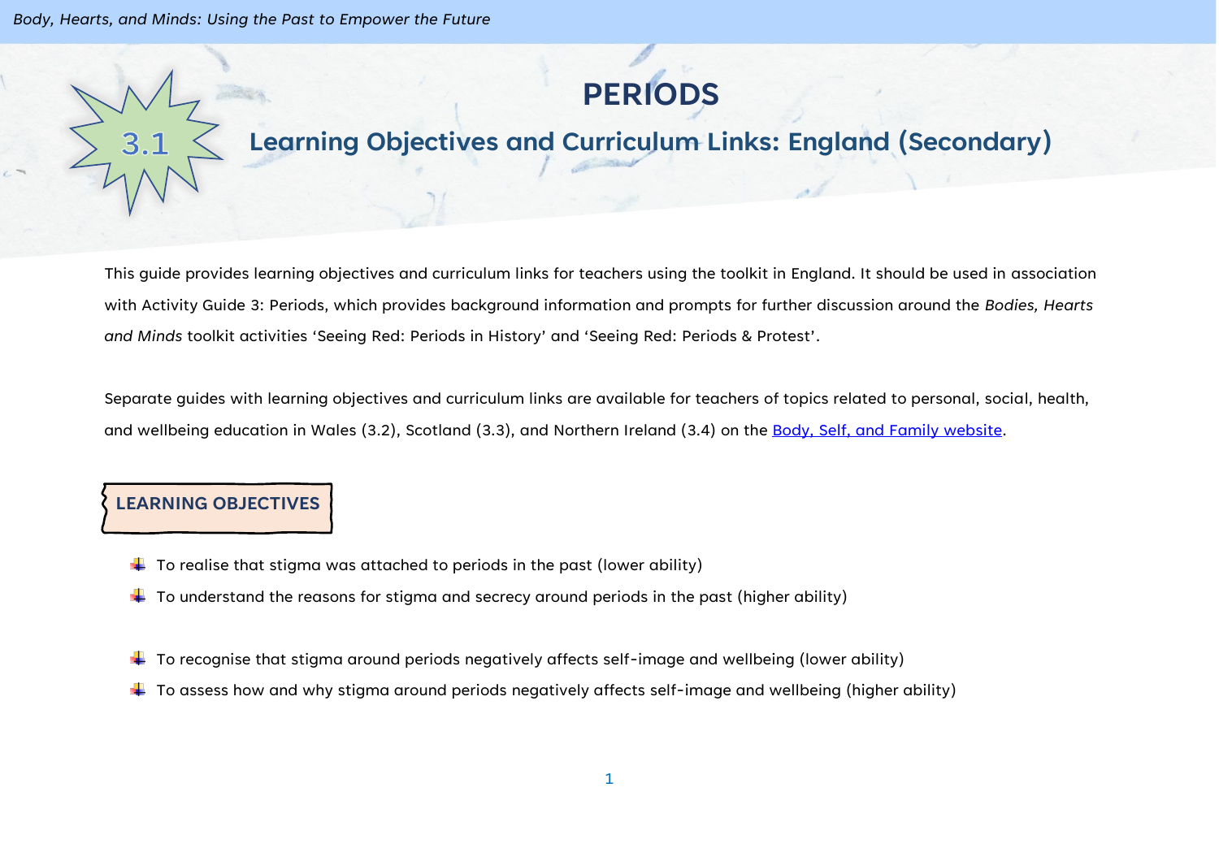# PERIODS

## 3.1 Learning Objectives and Curriculum Links: England (Secondary)

This guide provides learning objectives and curriculum links for teachers using the toolkit in England. It should be used in association with Activity Guide 3: Periods, which provides background information and prompts for further discussion around the *Bodies, Hearts and Minds* toolkit activities 'Seeing Red: Periods in History' and 'Seeing Red: Periods & Protest'.

Separate guides with learning objectives and curriculum links are available for teachers of topics related to personal, social, health, and wellbeing education in Wales (3.2), Scotland (3.3), and Northern Ireland (3.4) on the Body, Self, and Family website.

### LEARNING OBJECTIVES

- To realise that stigma was attached to periods in the past (lower ability)
- To understand the reasons for stigma and secrecy around periods in the past (higher ability)

- To recognise that stigma around periods negatively affects self-image and wellbeing (lower ability)
- To assess how and why stigma around periods negatively affects self-image and wellbeing (higher ability)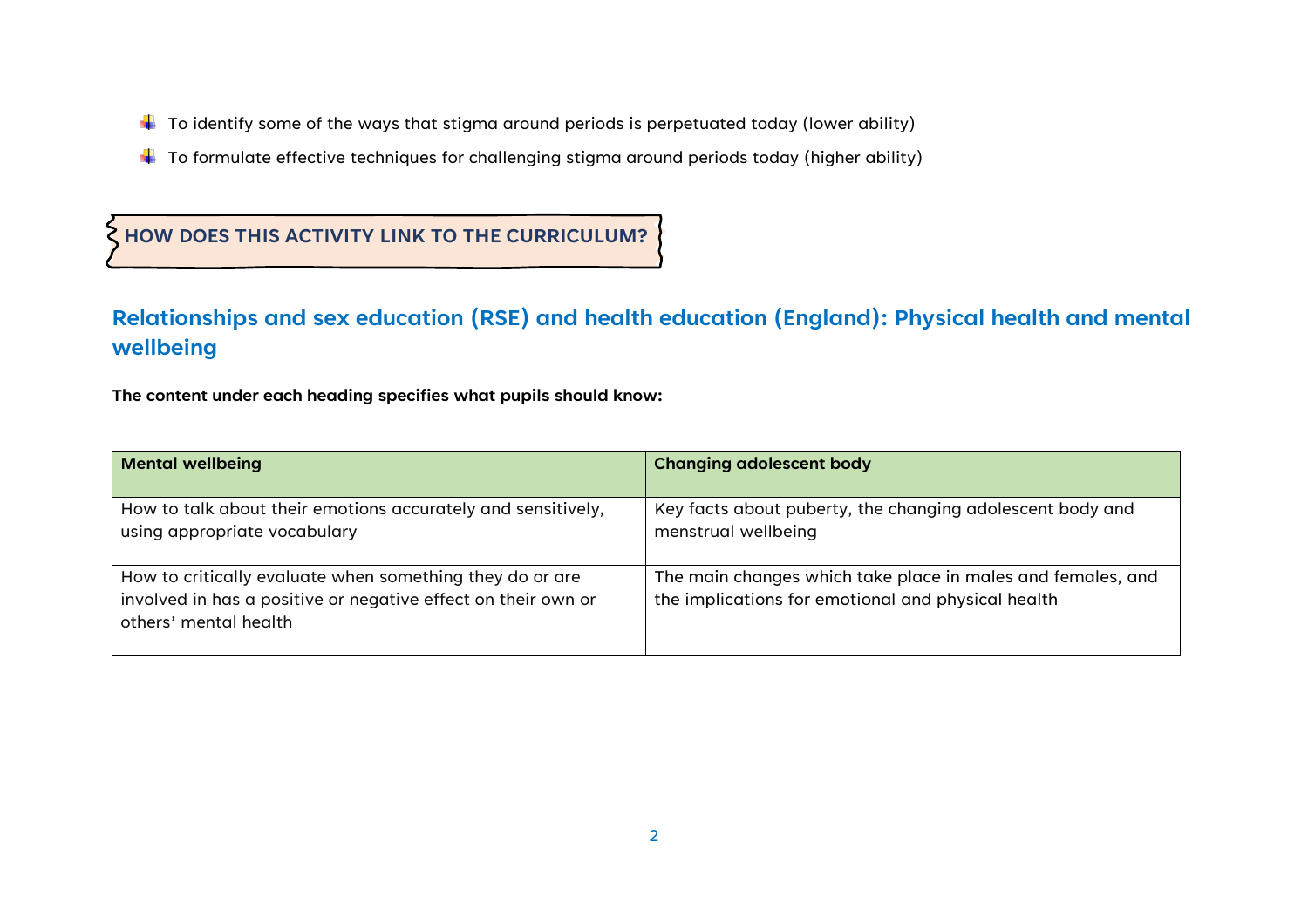- To identify some of the ways that stigma around periods is perpetuated today (lower ability)
- To formulate effective techniques for challenging stigma around periods today (higher ability)

## HOW DOES THIS ACTIVITY LINK TO THE CURRICULUM?

## Relationships and sex education (RSE) and health education (England): Physical health and mental wellbeing

**The content under each heading specifies what pupils should know:**

| Mental wellbeing | Changing adolescent body |
|---|---|
| How to talk about their emotions accurately and sensitively, using appropriate vocabulary | Key facts about puberty, the changing adolescent body and menstrual wellbeing |
| How to critically evaluate when something they do or are involved in has a positive or negative effect on their own or others' mental health | The main changes which take place in males and females, and the implications for emotional and physical health |